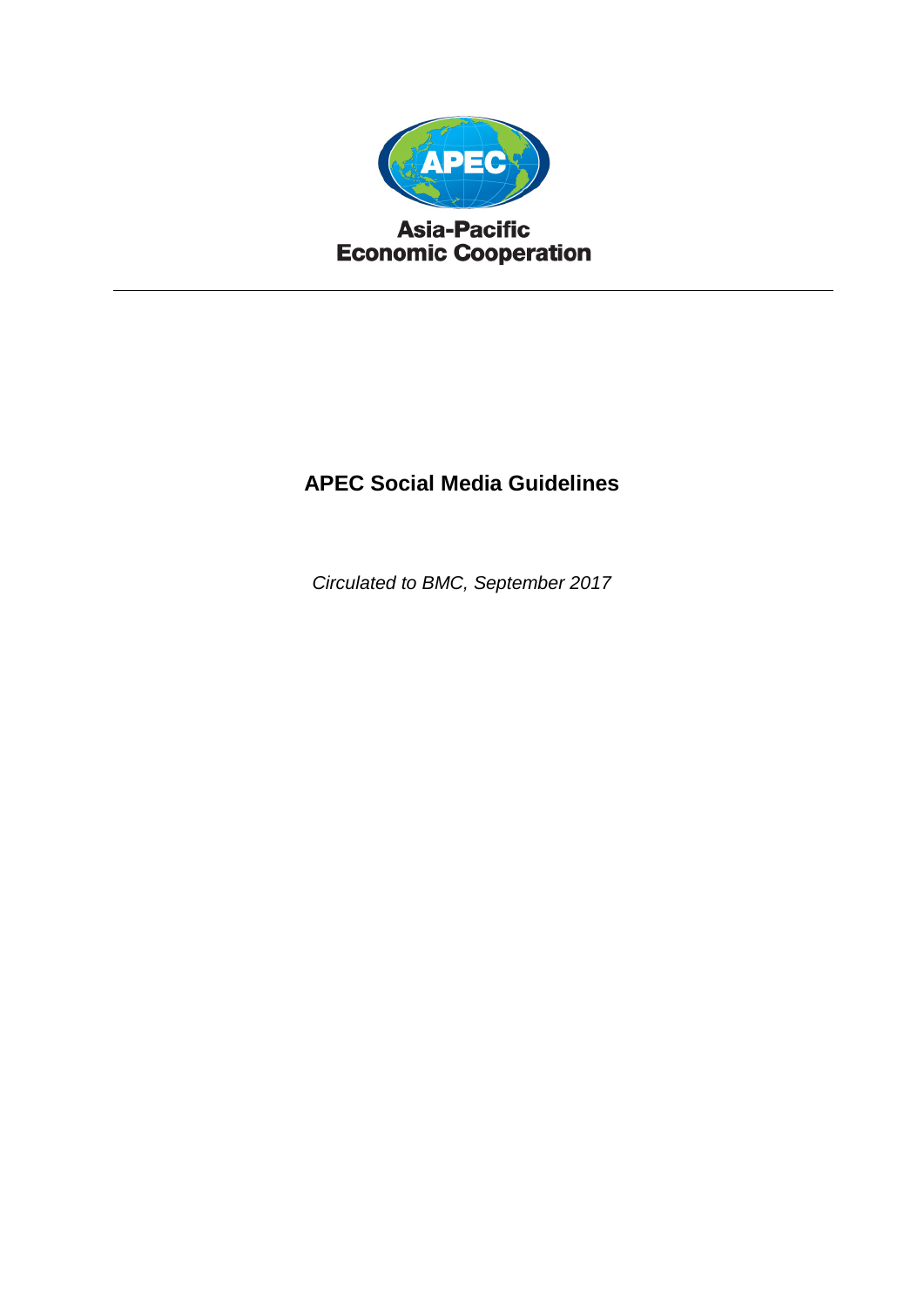Asia-Pacific
Economic Cooperation

---

# APEC Social Media Guidelines

*Circulated to BMC, September 2017*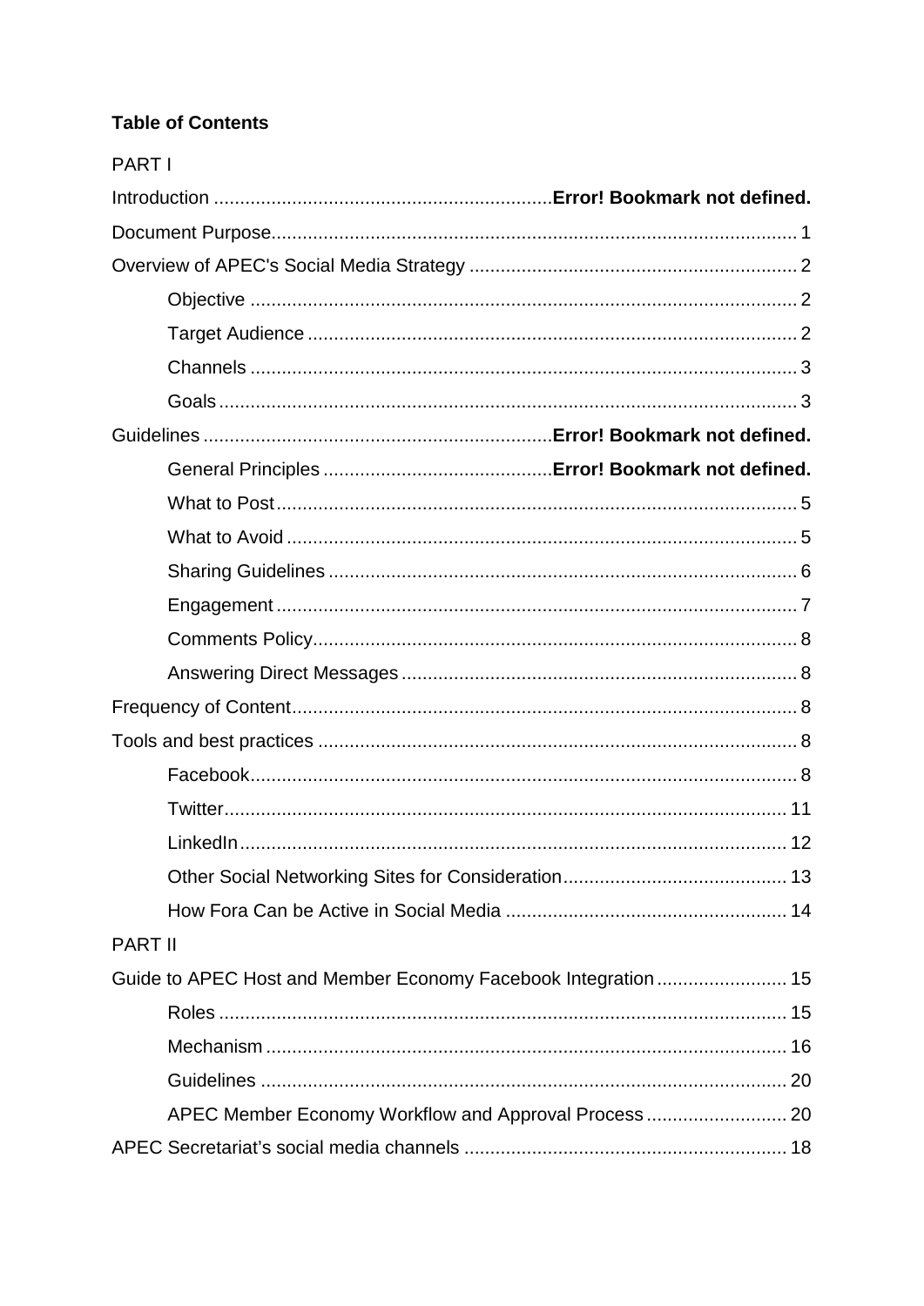**Table of Contents**

PART I

Introduction ................................................................ **Error! Bookmark not defined.**

Document Purpose.................................................................................................... 1

Overview of APEC's Social Media Strategy .............................................................. 2

- Objective ........................................................................................................ 2
- Target Audience ............................................................................................. 2
- Channels ........................................................................................................ 3
- Goals .............................................................................................................. 3

Guidelines ................................................................. **Error! Bookmark not defined.**

- General Principles ........................................... **Error! Bookmark not defined.**
- What to Post ................................................................................................... 5
- What to Avoid ................................................................................................. 5
- Sharing Guidelines ......................................................................................... 6
- Engagement ................................................................................................... 7
- Comments Policy ............................................................................................ 8
- Answering Direct Messages ........................................................................... 8

Frequency of Content ................................................................................................ 8

Tools and best practices ........................................................................................... 8

- Facebook ........................................................................................................ 8
- Twitter ........................................................................................................... 11
- LinkedIn ........................................................................................................ 12
- Other Social Networking Sites for Consideration .......................................... 13
- How Fora Can be Active in Social Media ...................................................... 14

PART II

Guide to APEC Host and Member Economy Facebook Integration ......................... 15

- Roles ............................................................................................................ 15
- Mechanism ................................................................................................... 16
- Guidelines .................................................................................................... 20
- APEC Member Economy Workflow and Approval Process ........................... 20

APEC Secretariat's social media channels ............................................................. 18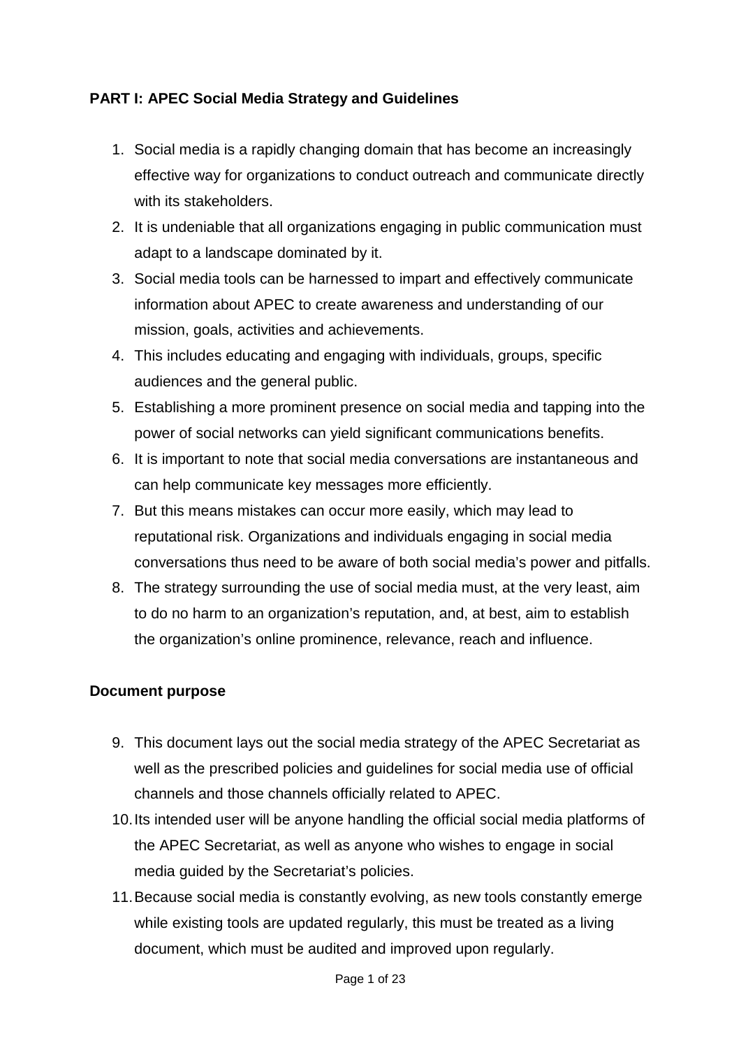**PART I: APEC Social Media Strategy and Guidelines**

1. Social media is a rapidly changing domain that has become an increasingly effective way for organizations to conduct outreach and communicate directly with its stakeholders.
2. It is undeniable that all organizations engaging in public communication must adapt to a landscape dominated by it.
3. Social media tools can be harnessed to impart and effectively communicate information about APEC to create awareness and understanding of our mission, goals, activities and achievements.
4. This includes educating and engaging with individuals, groups, specific audiences and the general public.
5. Establishing a more prominent presence on social media and tapping into the power of social networks can yield significant communications benefits.
6. It is important to note that social media conversations are instantaneous and can help communicate key messages more efficiently.
7. But this means mistakes can occur more easily, which may lead to reputational risk. Organizations and individuals engaging in social media conversations thus need to be aware of both social media's power and pitfalls.
8. The strategy surrounding the use of social media must, at the very least, aim to do no harm to an organization's reputation, and, at best, aim to establish the organization's online prominence, relevance, reach and influence.

**Document purpose**

9. This document lays out the social media strategy of the APEC Secretariat as well as the prescribed policies and guidelines for social media use of official channels and those channels officially related to APEC.
10. Its intended user will be anyone handling the official social media platforms of the APEC Secretariat, as well as anyone who wishes to engage in social media guided by the Secretariat's policies.
11. Because social media is constantly evolving, as new tools constantly emerge while existing tools are updated regularly, this must be treated as a living document, which must be audited and improved upon regularly.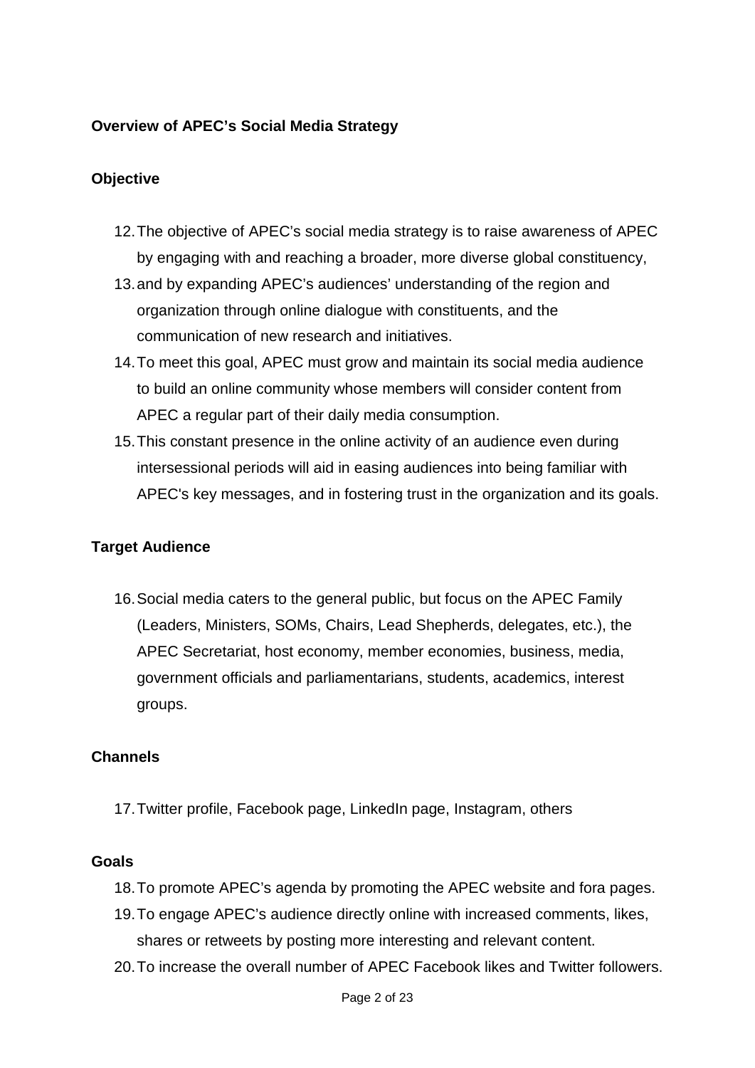**Overview of APEC's Social Media Strategy**

**Objective**

12. The objective of APEC's social media strategy is to raise awareness of APEC by engaging with and reaching a broader, more diverse global constituency,
13. and by expanding APEC's audiences' understanding of the region and organization through online dialogue with constituents, and the communication of new research and initiatives.
14. To meet this goal, APEC must grow and maintain its social media audience to build an online community whose members will consider content from APEC a regular part of their daily media consumption.
15. This constant presence in the online activity of an audience even during intersessional periods will aid in easing audiences into being familiar with APEC's key messages, and in fostering trust in the organization and its goals.

**Target Audience**

16. Social media caters to the general public, but focus on the APEC Family (Leaders, Ministers, SOMs, Chairs, Lead Shepherds, delegates, etc.), the APEC Secretariat, host economy, member economies, business, media, government officials and parliamentarians, students, academics, interest groups.

**Channels**

17. Twitter profile, Facebook page, LinkedIn page, Instagram, others

**Goals**

18. To promote APEC's agenda by promoting the APEC website and fora pages.
19. To engage APEC's audience directly online with increased comments, likes, shares or retweets by posting more interesting and relevant content.
20. To increase the overall number of APEC Facebook likes and Twitter followers.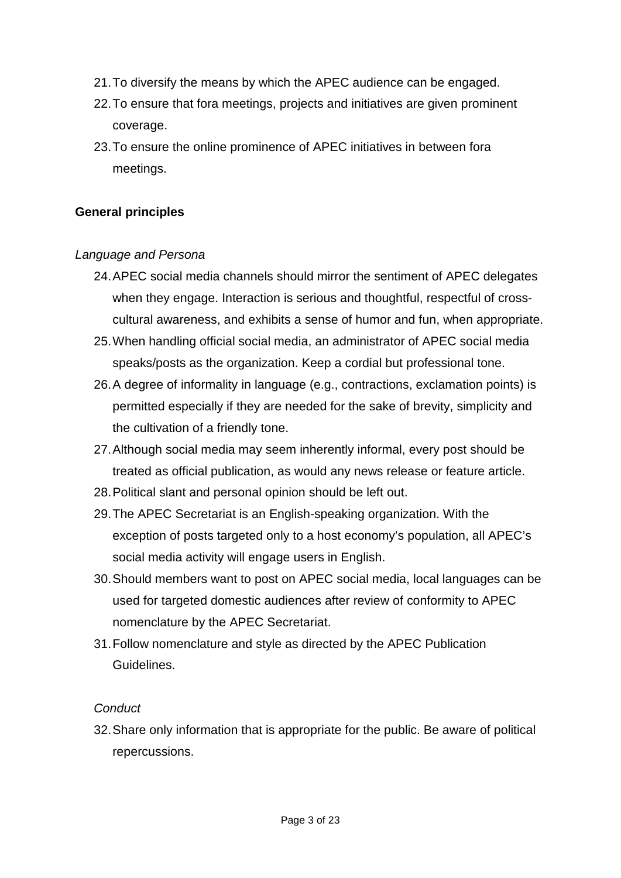21. To diversify the means by which the APEC audience can be engaged.
22. To ensure that fora meetings, projects and initiatives are given prominent coverage.
23. To ensure the online prominence of APEC initiatives in between fora meetings.

**General principles**

*Language and Persona*

24. APEC social media channels should mirror the sentiment of APEC delegates when they engage. Interaction is serious and thoughtful, respectful of cross-cultural awareness, and exhibits a sense of humor and fun, when appropriate.
25. When handling official social media, an administrator of APEC social media speaks/posts as the organization. Keep a cordial but professional tone.
26. A degree of informality in language (e.g., contractions, exclamation points) is permitted especially if they are needed for the sake of brevity, simplicity and the cultivation of a friendly tone.
27. Although social media may seem inherently informal, every post should be treated as official publication, as would any news release or feature article.
28. Political slant and personal opinion should be left out.
29. The APEC Secretariat is an English-speaking organization. With the exception of posts targeted only to a host economy's population, all APEC's social media activity will engage users in English.
30. Should members want to post on APEC social media, local languages can be used for targeted domestic audiences after review of conformity to APEC nomenclature by the APEC Secretariat.
31. Follow nomenclature and style as directed by the APEC Publication Guidelines.

*Conduct*

32. Share only information that is appropriate for the public. Be aware of political repercussions.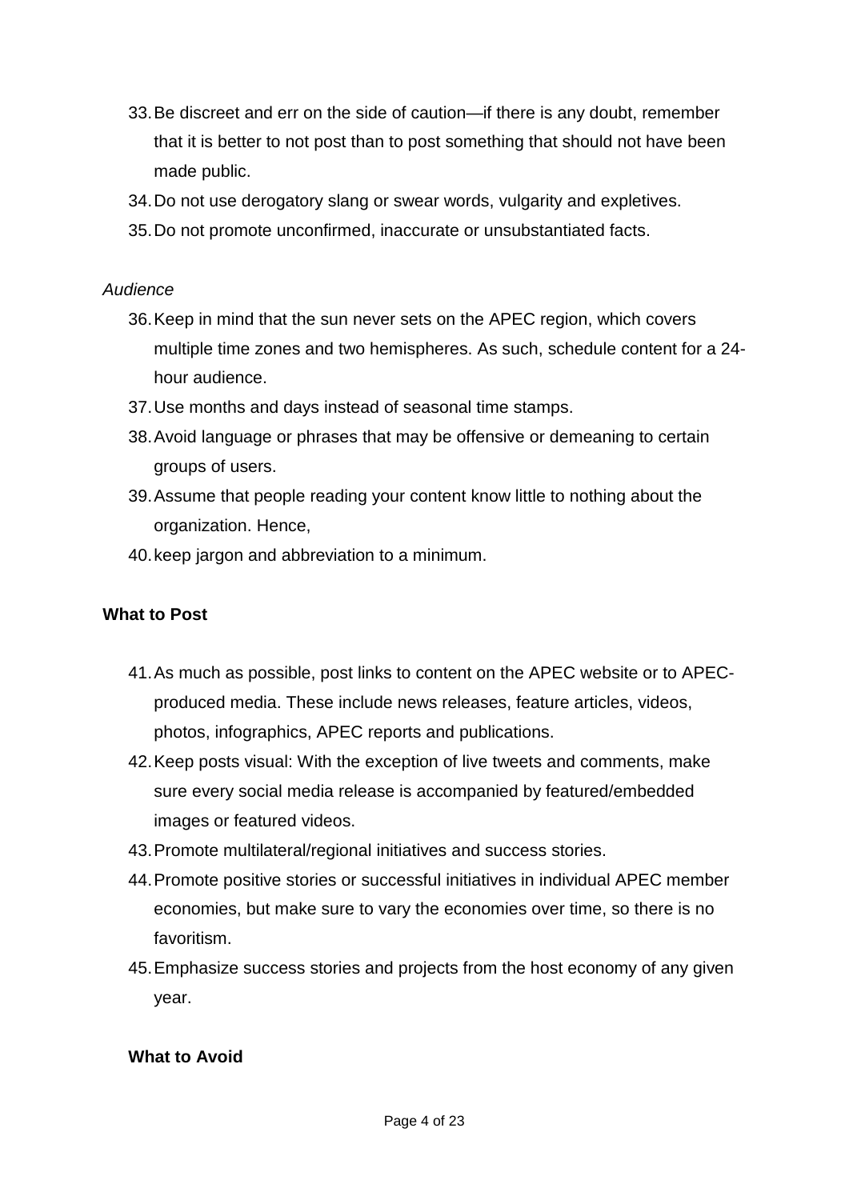33. Be discreet and err on the side of caution—if there is any doubt, remember that it is better to not post than to post something that should not have been made public.
34. Do not use derogatory slang or swear words, vulgarity and expletives.
35. Do not promote unconfirmed, inaccurate or unsubstantiated facts.

*Audience*

36. Keep in mind that the sun never sets on the APEC region, which covers multiple time zones and two hemispheres. As such, schedule content for a 24-hour audience.
37. Use months and days instead of seasonal time stamps.
38. Avoid language or phrases that may be offensive or demeaning to certain groups of users.
39. Assume that people reading your content know little to nothing about the organization. Hence,
40. keep jargon and abbreviation to a minimum.

**What to Post**

41. As much as possible, post links to content on the APEC website or to APEC-produced media. These include news releases, feature articles, videos, photos, infographics, APEC reports and publications.
42. Keep posts visual: With the exception of live tweets and comments, make sure every social media release is accompanied by featured/embedded images or featured videos.
43. Promote multilateral/regional initiatives and success stories.
44. Promote positive stories or successful initiatives in individual APEC member economies, but make sure to vary the economies over time, so there is no favoritism.
45. Emphasize success stories and projects from the host economy of any given year.

**What to Avoid**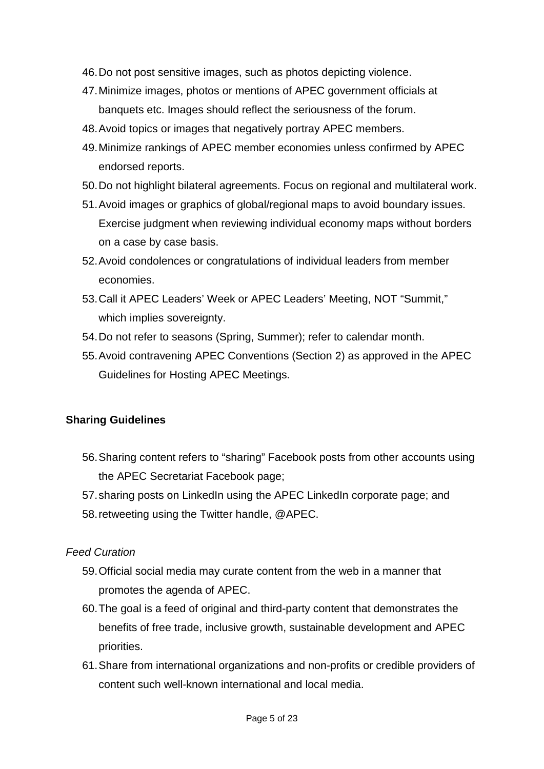46. Do not post sensitive images, such as photos depicting violence.
47. Minimize images, photos or mentions of APEC government officials at banquets etc. Images should reflect the seriousness of the forum.
48. Avoid topics or images that negatively portray APEC members.
49. Minimize rankings of APEC member economies unless confirmed by APEC endorsed reports.
50. Do not highlight bilateral agreements. Focus on regional and multilateral work.
51. Avoid images or graphics of global/regional maps to avoid boundary issues. Exercise judgment when reviewing individual economy maps without borders on a case by case basis.
52. Avoid condolences or congratulations of individual leaders from member economies.
53. Call it APEC Leaders' Week or APEC Leaders' Meeting, NOT "Summit," which implies sovereignty.
54. Do not refer to seasons (Spring, Summer); refer to calendar month.
55. Avoid contravening APEC Conventions (Section 2) as approved in the APEC Guidelines for Hosting APEC Meetings.

**Sharing Guidelines**

56. Sharing content refers to "sharing" Facebook posts from other accounts using the APEC Secretariat Facebook page;
57. sharing posts on LinkedIn using the APEC LinkedIn corporate page; and
58. retweeting using the Twitter handle, @APEC.

*Feed Curation*

59. Official social media may curate content from the web in a manner that promotes the agenda of APEC.
60. The goal is a feed of original and third-party content that demonstrates the benefits of free trade, inclusive growth, sustainable development and APEC priorities.
61. Share from international organizations and non-profits or credible providers of content such well-known international and local media.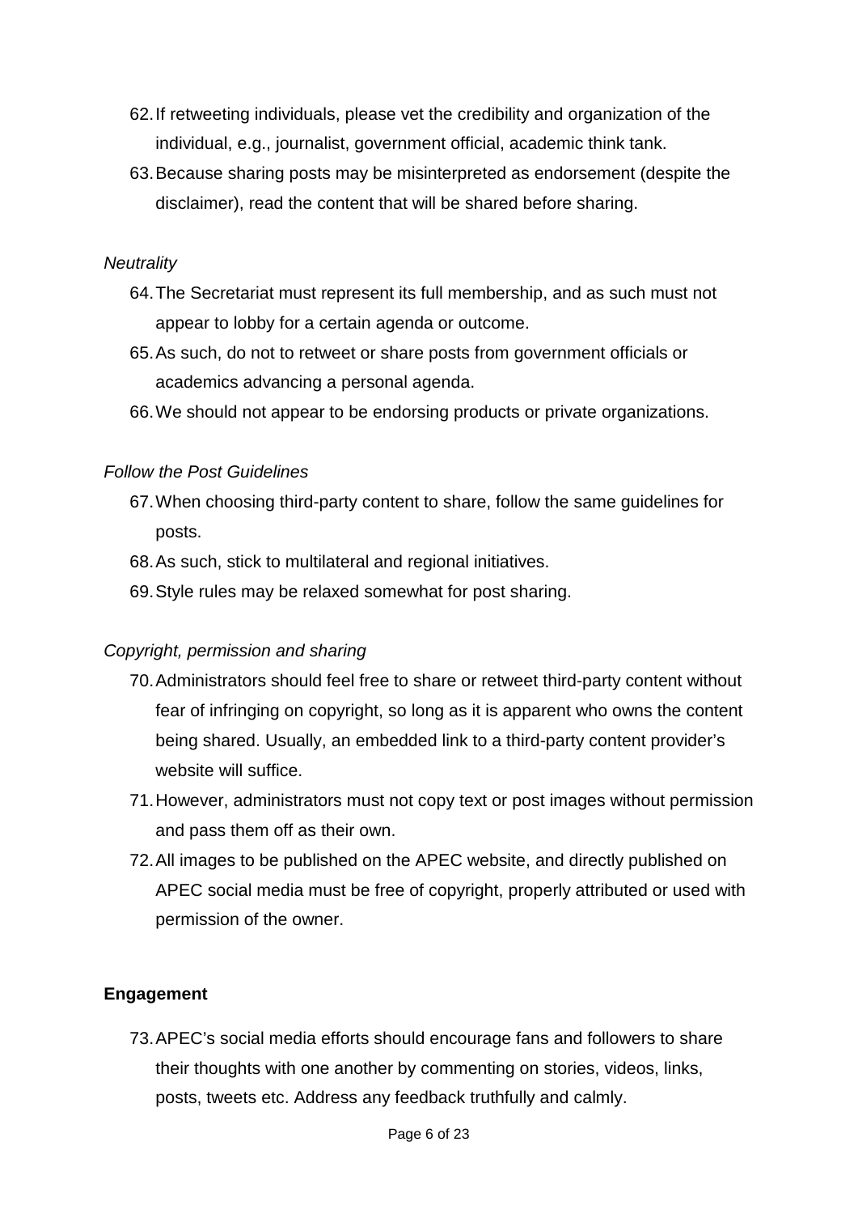62. If retweeting individuals, please vet the credibility and organization of the individual, e.g., journalist, government official, academic think tank.
63. Because sharing posts may be misinterpreted as endorsement (despite the disclaimer), read the content that will be shared before sharing.

*Neutrality*

64. The Secretariat must represent its full membership, and as such must not appear to lobby for a certain agenda or outcome.
65. As such, do not to retweet or share posts from government officials or academics advancing a personal agenda.
66. We should not appear to be endorsing products or private organizations.

*Follow the Post Guidelines*

67. When choosing third-party content to share, follow the same guidelines for posts.
68. As such, stick to multilateral and regional initiatives.
69. Style rules may be relaxed somewhat for post sharing.

*Copyright, permission and sharing*

70. Administrators should feel free to share or retweet third-party content without fear of infringing on copyright, so long as it is apparent who owns the content being shared. Usually, an embedded link to a third-party content provider's website will suffice.
71. However, administrators must not copy text or post images without permission and pass them off as their own.
72. All images to be published on the APEC website, and directly published on APEC social media must be free of copyright, properly attributed or used with permission of the owner.

**Engagement**

73. APEC's social media efforts should encourage fans and followers to share their thoughts with one another by commenting on stories, videos, links, posts, tweets etc. Address any feedback truthfully and calmly.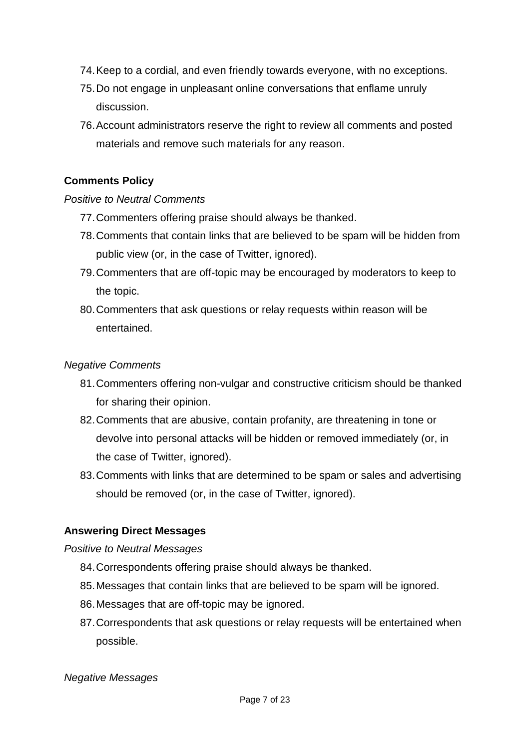74. Keep to a cordial, and even friendly towards everyone, with no exceptions.
75. Do not engage in unpleasant online conversations that enflame unruly discussion.
76. Account administrators reserve the right to review all comments and posted materials and remove such materials for any reason.

**Comments Policy**

*Positive to Neutral Comments*

77. Commenters offering praise should always be thanked.
78. Comments that contain links that are believed to be spam will be hidden from public view (or, in the case of Twitter, ignored).
79. Commenters that are off-topic may be encouraged by moderators to keep to the topic.
80. Commenters that ask questions or relay requests within reason will be entertained.

*Negative Comments*

81. Commenters offering non-vulgar and constructive criticism should be thanked for sharing their opinion.
82. Comments that are abusive, contain profanity, are threatening in tone or devolve into personal attacks will be hidden or removed immediately (or, in the case of Twitter, ignored).
83. Comments with links that are determined to be spam or sales and advertising should be removed (or, in the case of Twitter, ignored).

**Answering Direct Messages**

*Positive to Neutral Messages*

84. Correspondents offering praise should always be thanked.
85. Messages that contain links that are believed to be spam will be ignored.
86. Messages that are off-topic may be ignored.
87. Correspondents that ask questions or relay requests will be entertained when possible.

*Negative Messages*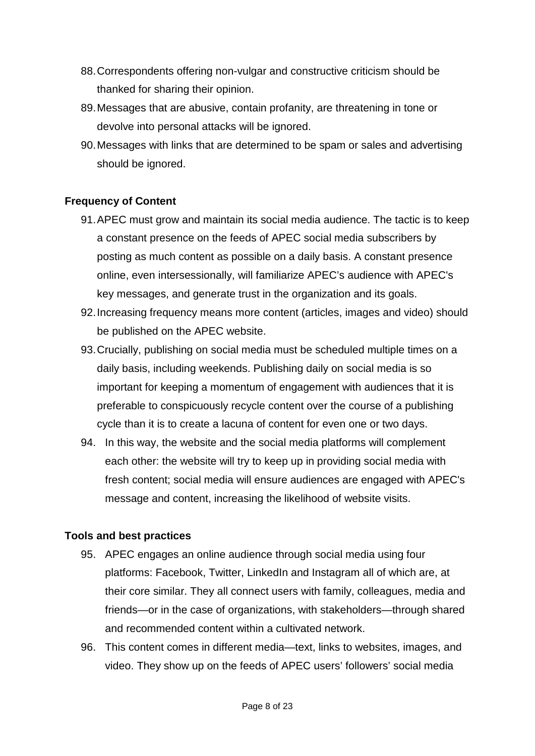88. Correspondents offering non-vulgar and constructive criticism should be thanked for sharing their opinion.
89. Messages that are abusive, contain profanity, are threatening in tone or devolve into personal attacks will be ignored.
90. Messages with links that are determined to be spam or sales and advertising should be ignored.

**Frequency of Content**

91. APEC must grow and maintain its social media audience. The tactic is to keep a constant presence on the feeds of APEC social media subscribers by posting as much content as possible on a daily basis. A constant presence online, even intersessionally, will familiarize APEC's audience with APEC's key messages, and generate trust in the organization and its goals.
92. Increasing frequency means more content (articles, images and video) should be published on the APEC website.
93. Crucially, publishing on social media must be scheduled multiple times on a daily basis, including weekends. Publishing daily on social media is so important for keeping a momentum of engagement with audiences that it is preferable to conspicuously recycle content over the course of a publishing cycle than it is to create a lacuna of content for even one or two days.
94. In this way, the website and the social media platforms will complement each other: the website will try to keep up in providing social media with fresh content; social media will ensure audiences are engaged with APEC's message and content, increasing the likelihood of website visits.

**Tools and best practices**

95. APEC engages an online audience through social media using four platforms: Facebook, Twitter, LinkedIn and Instagram all of which are, at their core similar. They all connect users with family, colleagues, media and friends—or in the case of organizations, with stakeholders—through shared and recommended content within a cultivated network.
96. This content comes in different media—text, links to websites, images, and video. They show up on the feeds of APEC users' followers' social media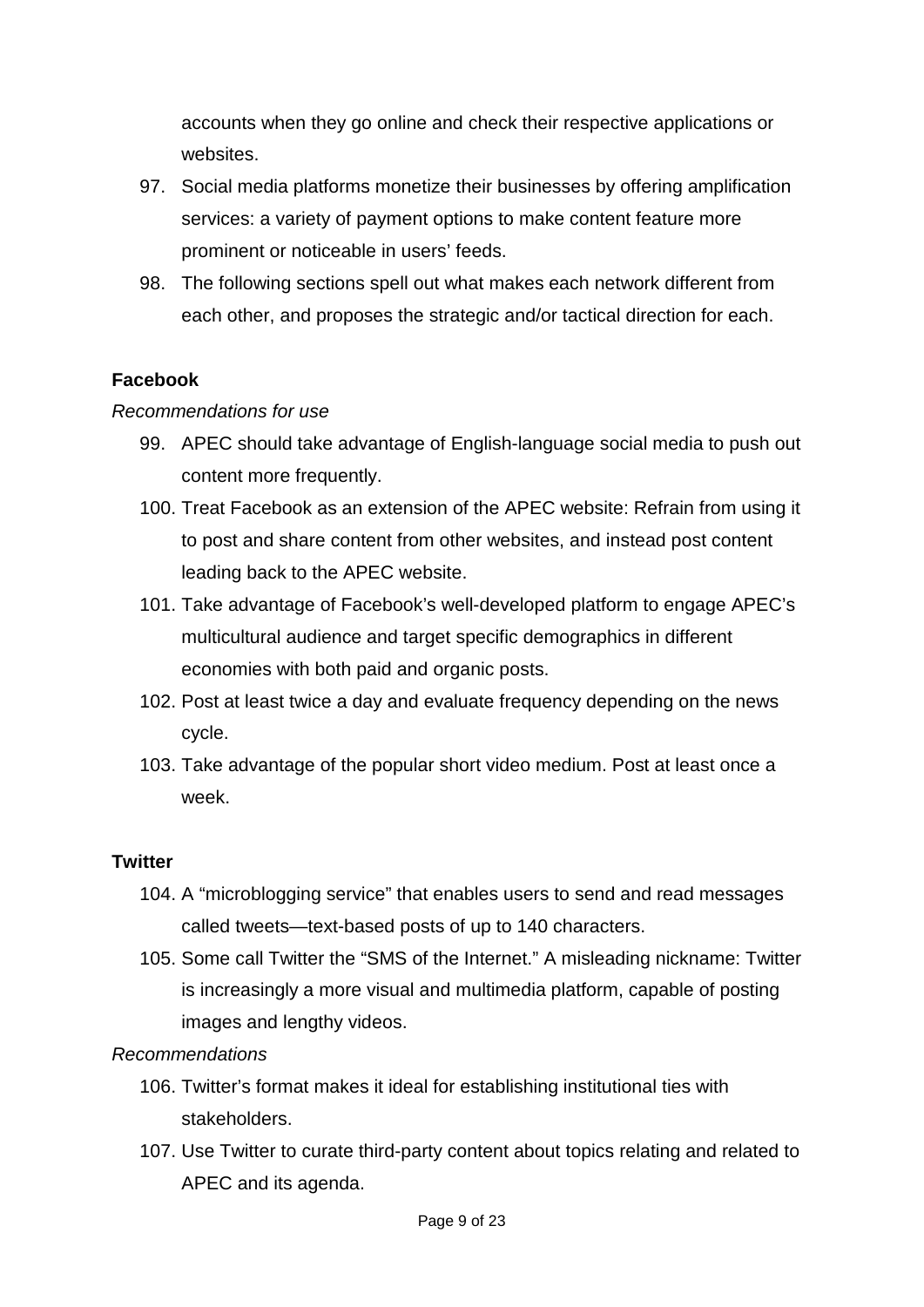accounts when they go online and check their respective applications or websites.

97. Social media platforms monetize their businesses by offering amplification services: a variety of payment options to make content feature more prominent or noticeable in users' feeds.
98. The following sections spell out what makes each network different from each other, and proposes the strategic and/or tactical direction for each.

**Facebook**

*Recommendations for use*

99. APEC should take advantage of English-language social media to push out content more frequently.
100. Treat Facebook as an extension of the APEC website: Refrain from using it to post and share content from other websites, and instead post content leading back to the APEC website.
101. Take advantage of Facebook's well-developed platform to engage APEC's multicultural audience and target specific demographics in different economies with both paid and organic posts.
102. Post at least twice a day and evaluate frequency depending on the news cycle.
103. Take advantage of the popular short video medium. Post at least once a week.

**Twitter**

104. A "microblogging service" that enables users to send and read messages called tweets—text-based posts of up to 140 characters.
105. Some call Twitter the "SMS of the Internet." A misleading nickname: Twitter is increasingly a more visual and multimedia platform, capable of posting images and lengthy videos.

*Recommendations*

106. Twitter's format makes it ideal for establishing institutional ties with stakeholders.
107. Use Twitter to curate third-party content about topics relating and related to APEC and its agenda.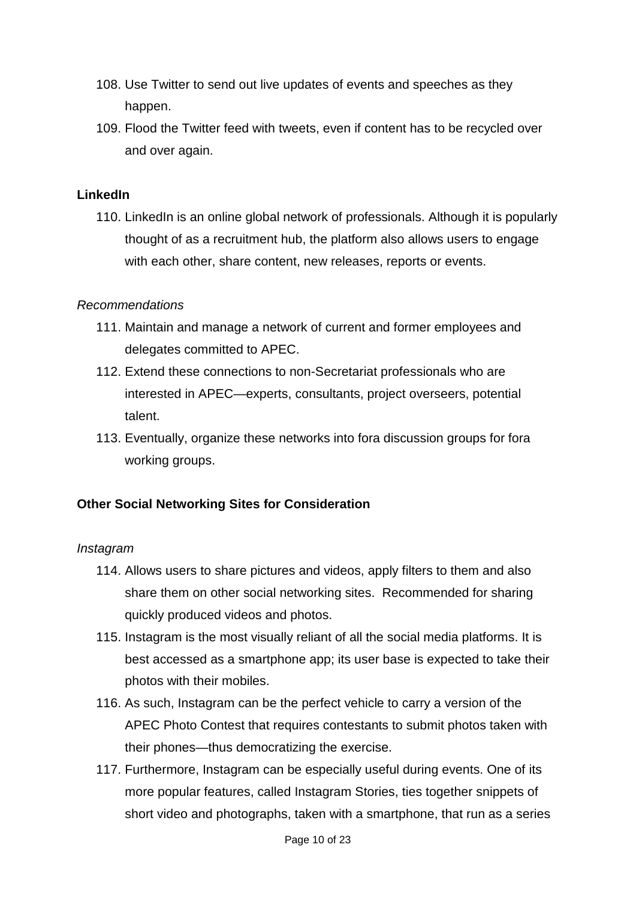108. Use Twitter to send out live updates of events and speeches as they happen.
109. Flood the Twitter feed with tweets, even if content has to be recycled over and over again.

**LinkedIn**

110. LinkedIn is an online global network of professionals. Although it is popularly thought of as a recruitment hub, the platform also allows users to engage with each other, share content, new releases, reports or events.

*Recommendations*

111. Maintain and manage a network of current and former employees and delegates committed to APEC.
112. Extend these connections to non-Secretariat professionals who are interested in APEC—experts, consultants, project overseers, potential talent.
113. Eventually, organize these networks into fora discussion groups for fora working groups.

**Other Social Networking Sites for Consideration**

*Instagram*

114. Allows users to share pictures and videos, apply filters to them and also share them on other social networking sites. Recommended for sharing quickly produced videos and photos.
115. Instagram is the most visually reliant of all the social media platforms. It is best accessed as a smartphone app; its user base is expected to take their photos with their mobiles.
116. As such, Instagram can be the perfect vehicle to carry a version of the APEC Photo Contest that requires contestants to submit photos taken with their phones—thus democratizing the exercise.
117. Furthermore, Instagram can be especially useful during events. One of its more popular features, called Instagram Stories, ties together snippets of short video and photographs, taken with a smartphone, that run as a series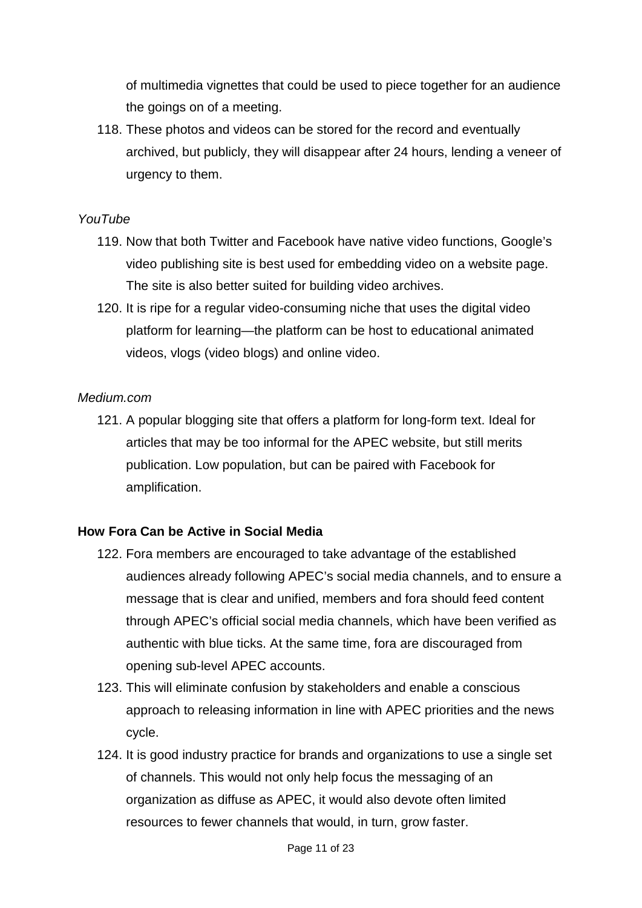of multimedia vignettes that could be used to piece together for an audience the goings on of a meeting.

118. These photos and videos can be stored for the record and eventually archived, but publicly, they will disappear after 24 hours, lending a veneer of urgency to them.

*YouTube*

119. Now that both Twitter and Facebook have native video functions, Google's video publishing site is best used for embedding video on a website page. The site is also better suited for building video archives.
120. It is ripe for a regular video-consuming niche that uses the digital video platform for learning—the platform can be host to educational animated videos, vlogs (video blogs) and online video.

*Medium.com*

121. A popular blogging site that offers a platform for long-form text. Ideal for articles that may be too informal for the APEC website, but still merits publication. Low population, but can be paired with Facebook for amplification.

**How Fora Can be Active in Social Media**

122. Fora members are encouraged to take advantage of the established audiences already following APEC's social media channels, and to ensure a message that is clear and unified, members and fora should feed content through APEC's official social media channels, which have been verified as authentic with blue ticks. At the same time, fora are discouraged from opening sub-level APEC accounts.
123. This will eliminate confusion by stakeholders and enable a conscious approach to releasing information in line with APEC priorities and the news cycle.
124. It is good industry practice for brands and organizations to use a single set of channels. This would not only help focus the messaging of an organization as diffuse as APEC, it would also devote often limited resources to fewer channels that would, in turn, grow faster.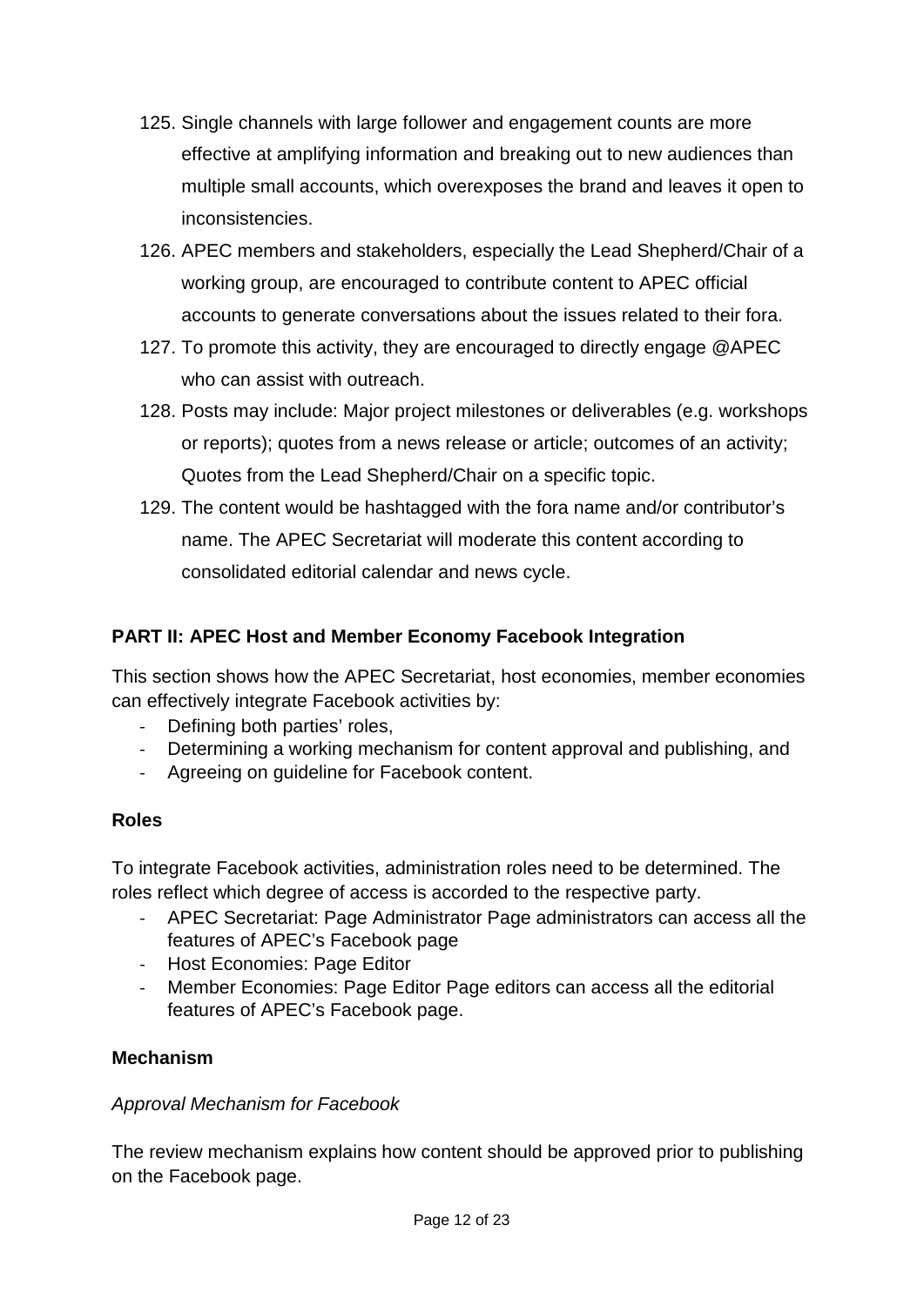125. Single channels with large follower and engagement counts are more effective at amplifying information and breaking out to new audiences than multiple small accounts, which overexposes the brand and leaves it open to inconsistencies.
126. APEC members and stakeholders, especially the Lead Shepherd/Chair of a working group, are encouraged to contribute content to APEC official accounts to generate conversations about the issues related to their fora.
127. To promote this activity, they are encouraged to directly engage @APEC who can assist with outreach.
128. Posts may include: Major project milestones or deliverables (e.g. workshops or reports); quotes from a news release or article; outcomes of an activity; Quotes from the Lead Shepherd/Chair on a specific topic.
129. The content would be hashtagged with the fora name and/or contributor's name. The APEC Secretariat will moderate this content according to consolidated editorial calendar and news cycle.

**PART II: APEC Host and Member Economy Facebook Integration**

This section shows how the APEC Secretariat, host economies, member economies can effectively integrate Facebook activities by:

- Defining both parties' roles,
- Determining a working mechanism for content approval and publishing, and
- Agreeing on guideline for Facebook content.

**Roles**

To integrate Facebook activities, administration roles need to be determined. The roles reflect which degree of access is accorded to the respective party.

- APEC Secretariat: Page Administrator Page administrators can access all the features of APEC's Facebook page
- Host Economies: Page Editor
- Member Economies: Page Editor Page editors can access all the editorial features of APEC's Facebook page.

**Mechanism**

*Approval Mechanism for Facebook*

The review mechanism explains how content should be approved prior to publishing on the Facebook page.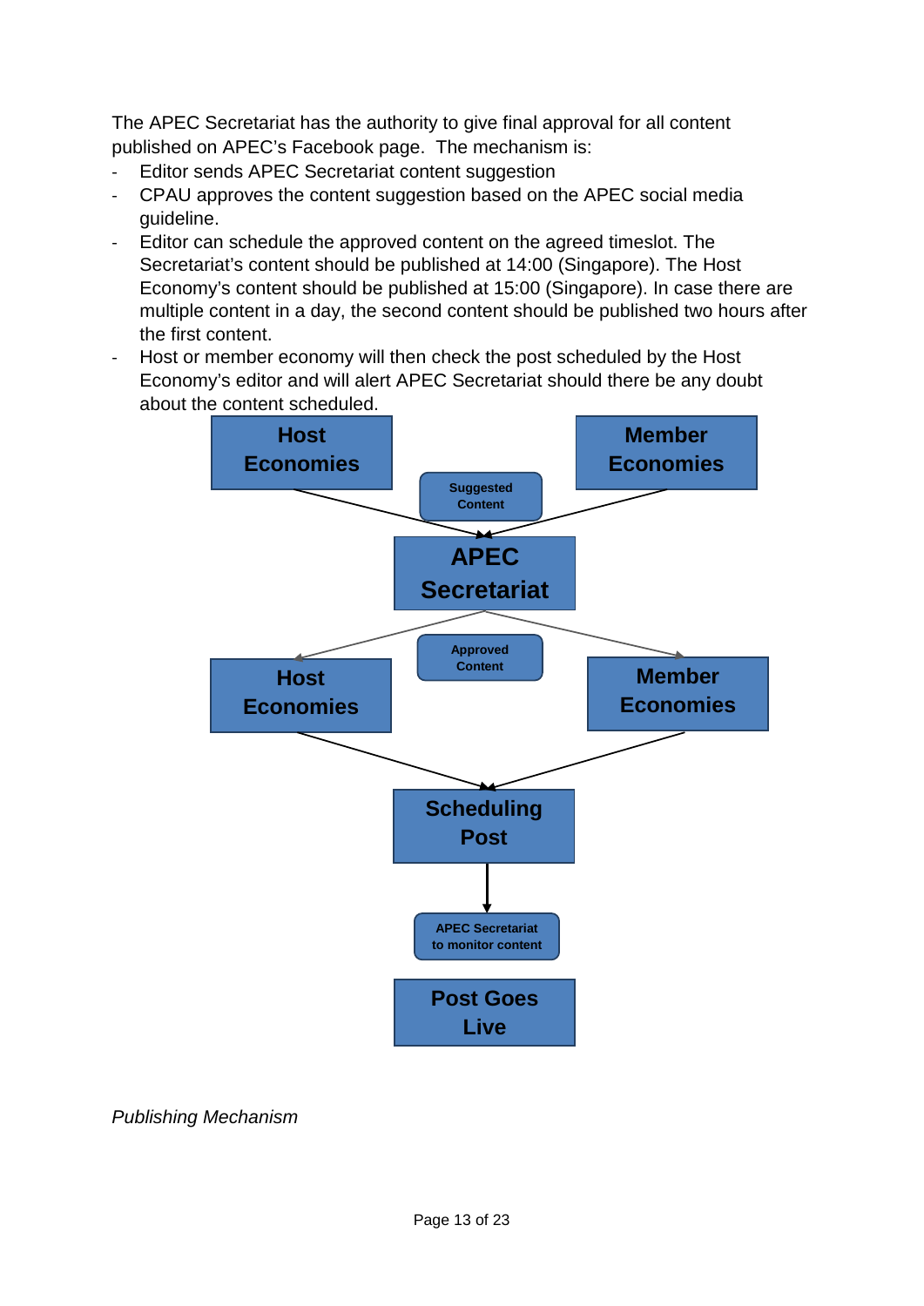The APEC Secretariat has the authority to give final approval for all content published on APEC's Facebook page. The mechanism is:

- Editor sends APEC Secretariat content suggestion
- CPAU approves the content suggestion based on the APEC social media guideline.
- Editor can schedule the approved content on the agreed timeslot. The Secretariat's content should be published at 14:00 (Singapore). The Host Economy's content should be published at 15:00 (Singapore). In case there are multiple content in a day, the second content should be published two hours after the first content.
- Host or member economy will then check the post scheduled by the Host Economy's editor and will alert APEC Secretariat should there be any doubt about the content scheduled.

Host Economies

Member Economies

Suggested Content

APEC Secretariat

Approved Content

Host Economies

Member Economies

Scheduling Post

APEC Secretariat to monitor content

Post Goes Live

*Publishing Mechanism*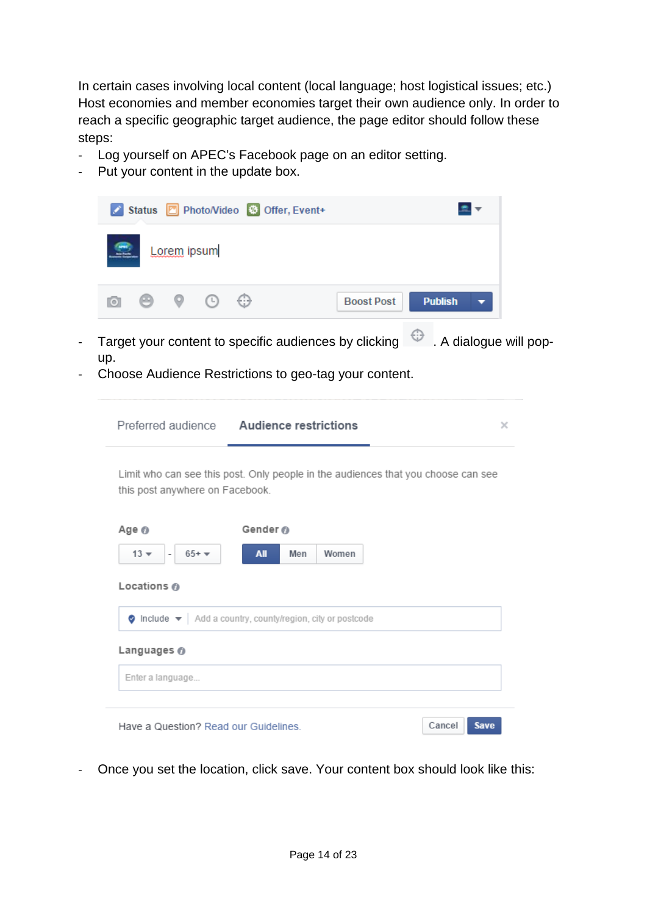In certain cases involving local content (local language; host logistical issues; etc.) Host economies and member economies target their own audience only. In order to reach a specific geographic target audience, the page editor should follow these steps:

- Log yourself on APEC's Facebook page on an editor setting.
- Put your content in the update box.

- Target your content to specific audiences by clicking . A dialogue will pop-up.
- Choose Audience Restrictions to geo-tag your content.

- Once you set the location, click save. Your content box should look like this: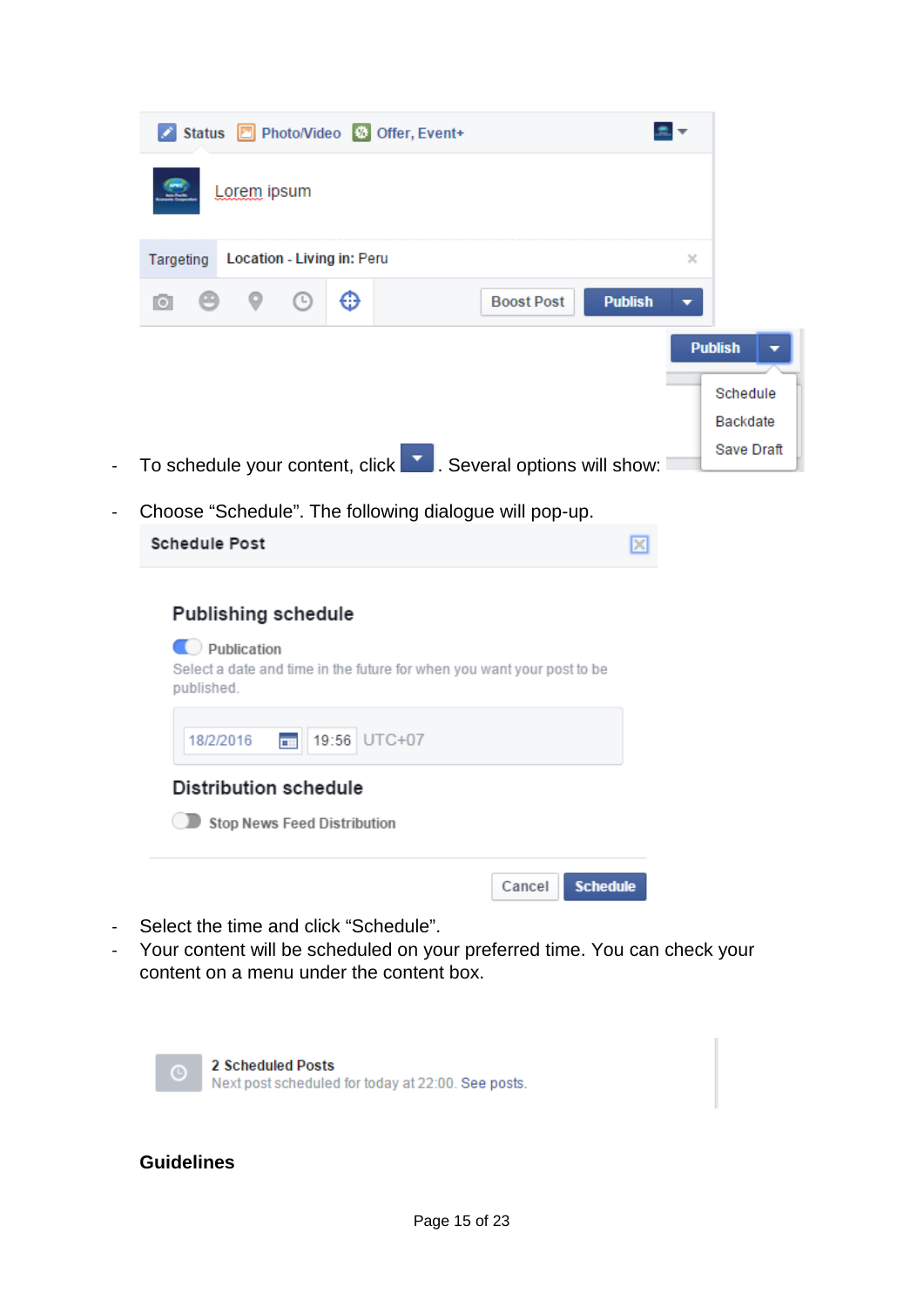- To schedule your content, click . Several options will show:
- Choose “Schedule”. The following dialogue will pop-up.
- Select the time and click “Schedule”.
- Your content will be scheduled on your preferred time. You can check your content on a menu under the content box.

**Guidelines**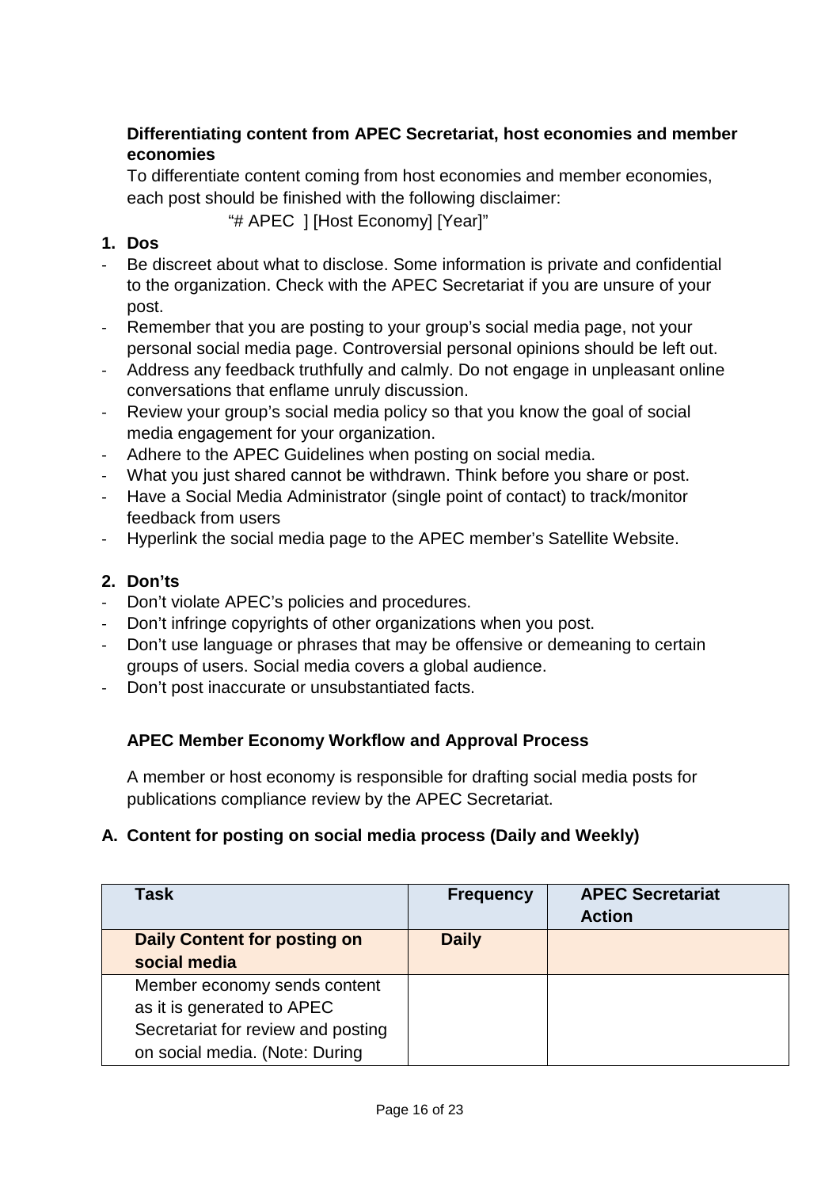### Differentiating content from APEC Secretariat, host economies and member economies

To differentiate content coming from host economies and member economies, each post should be finished with the following disclaimer:

"# APEC ] [Host Economy] [Year]"

1. **Dos**

- Be discreet about what to disclose. Some information is private and confidential to the organization. Check with the APEC Secretariat if you are unsure of your post.
- Remember that you are posting to your group's social media page, not your personal social media page. Controversial personal opinions should be left out.
- Address any feedback truthfully and calmly. Do not engage in unpleasant online conversations that enflame unruly discussion.
- Review your group's social media policy so that you know the goal of social media engagement for your organization.
- Adhere to the APEC Guidelines when posting on social media.
- What you just shared cannot be withdrawn. Think before you share or post.
- Have a Social Media Administrator (single point of contact) to track/monitor feedback from users
- Hyperlink the social media page to the APEC member's Satellite Website.

2. **Don'ts**

- Don't violate APEC's policies and procedures.
- Don't infringe copyrights of other organizations when you post.
- Don't use language or phrases that may be offensive or demeaning to certain groups of users. Social media covers a global audience.
- Don't post inaccurate or unsubstantiated facts.

### APEC Member Economy Workflow and Approval Process

A member or host economy is responsible for drafting social media posts for publications compliance review by the APEC Secretariat.

#### A. Content for posting on social media process (Daily and Weekly)

| Task | Frequency | APEC Secretariat Action |
|---|---|---|
| **Daily Content for posting on social media** | **Daily** | |
| Member economy sends content as it is generated to APEC Secretariat for review and posting on social media. (Note: During | | |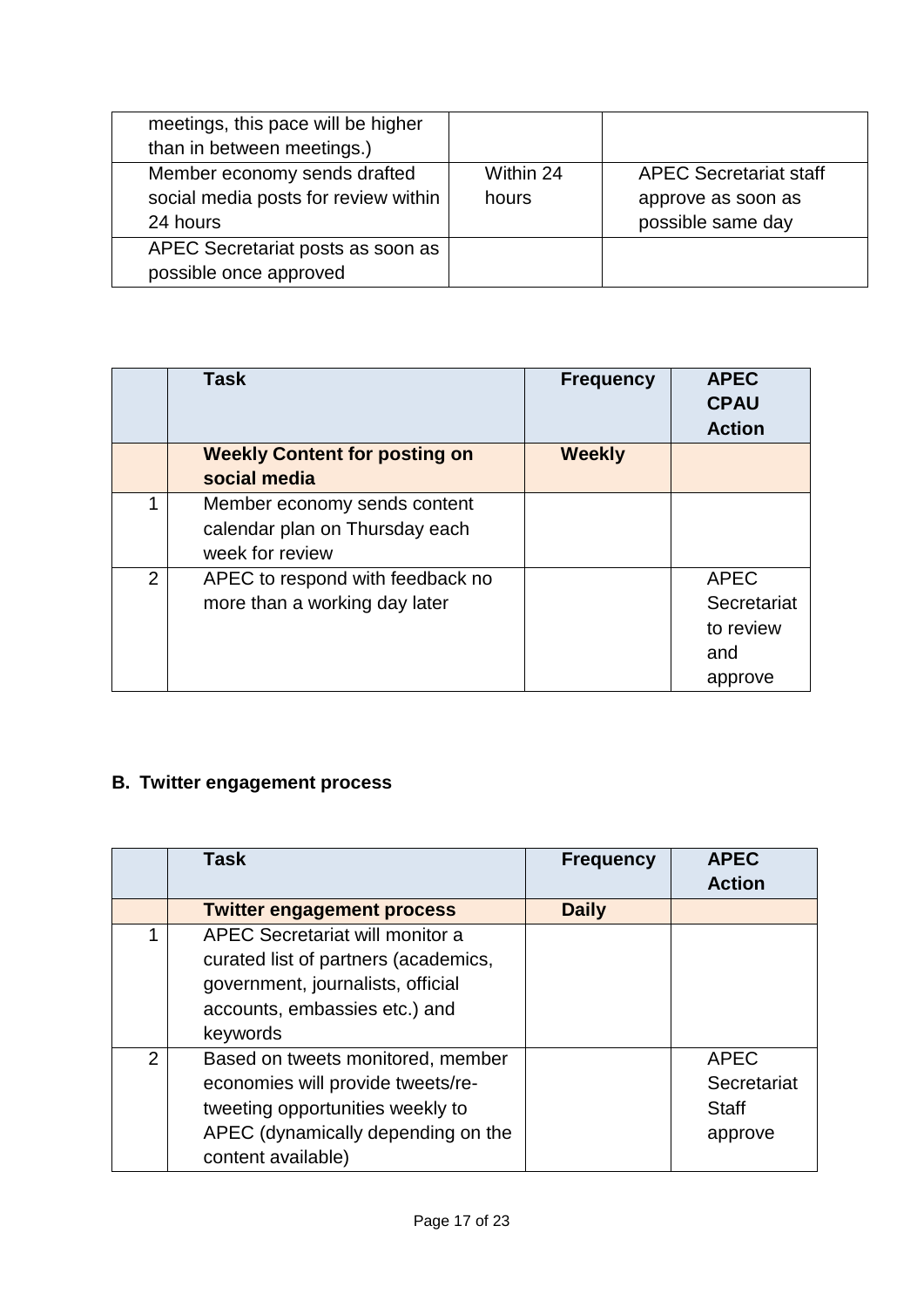| | | |
|---|---|---|
| meetings, this pace will be higher than in between meetings.) | | |
| Member economy sends drafted social media posts for review within 24 hours | Within 24 hours | APEC Secretariat staff approve as soon as possible same day |
| APEC Secretariat posts as soon as possible once approved | | |

| | Task | Frequency | APEC CPAU Action |
|---|---|---|---|
| | **Weekly Content for posting on social media** | **Weekly** | |
| 1 | Member economy sends content calendar plan on Thursday each week for review | | |
| 2 | APEC to respond with feedback no more than a working day later | | APEC Secretariat to review and approve |

**B. Twitter engagement process**

| | Task | Frequency | APEC Action |
|---|---|---|---|
| | **Twitter engagement process** | **Daily** | |
| 1 | APEC Secretariat will monitor a curated list of partners (academics, government, journalists, official accounts, embassies etc.) and keywords | | |
| 2 | Based on tweets monitored, member economies will provide tweets/re-tweeting opportunities weekly to APEC (dynamically depending on the content available) | | APEC Secretariat Staff approve |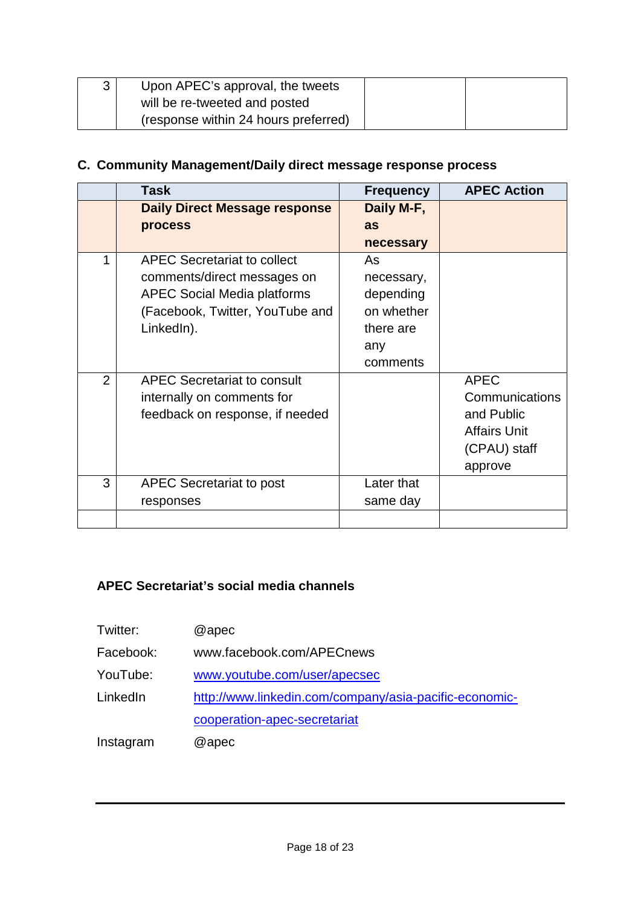| | | | |
|---|---|---|---|
| 3 | Upon APEC's approval, the tweets will be re-tweeted and posted (response within 24 hours preferred) | | |

## C. Community Management/Daily direct message response process

| | Task | Frequency | APEC Action |
|---|---|---|---|
| | **Daily Direct Message response process** | **Daily M-F, as necessary** | |
| 1 | APEC Secretariat to collect comments/direct messages on APEC Social Media platforms (Facebook, Twitter, YouTube and LinkedIn). | As necessary, depending on whether there are any comments | |
| 2 | APEC Secretariat to consult internally on comments for feedback on response, if needed | | APEC Communications and Public Affairs Unit (CPAU) staff approve |
| 3 | APEC Secretariat to post responses | Later that same day | |
| | | | |

**APEC Secretariat's social media channels**

| | |
|---|---|
| Twitter: | @apec |
| Facebook: | www.facebook.com/APECnews |
| YouTube: | www.youtube.com/user/apecsec |
| LinkedIn | http://www.linkedin.com/company/asia-pacific-economic-cooperation-apec-secretariat |
| Instagram | @apec |